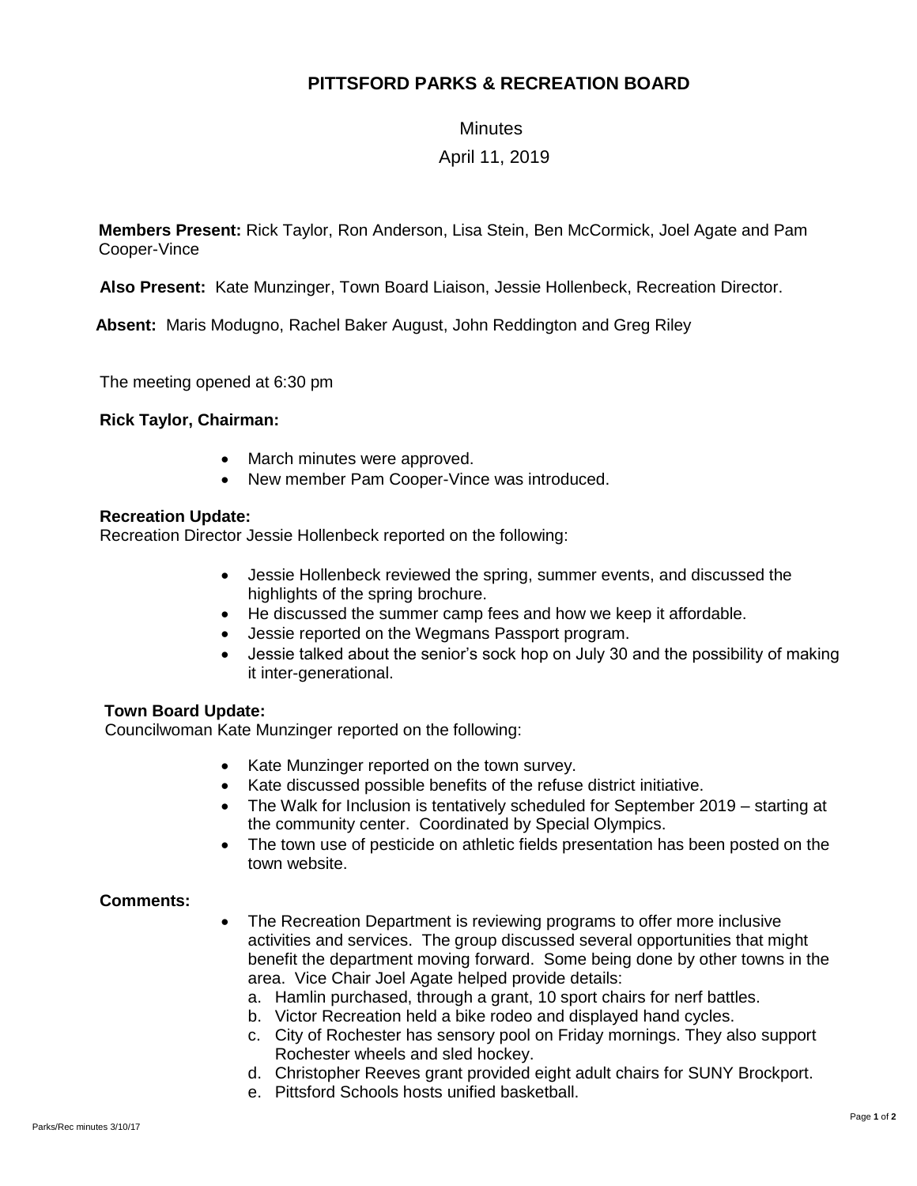# PITTSFORD PARKS & RECREATION BOARD

Minutes

April 11, 2019

**Members Present:** Rick Taylor, Ron Anderson, Lisa Stein, Ben McCormick, Joel Agate and Pam Cooper-Vince

**Also Present:** Kate Munzinger, Town Board Liaison, Jessie Hollenbeck, Recreation Director.

**Absent:** Maris Modugno, Rachel Baker August, John Reddington and Greg Riley

The meeting opened at 6:30 pm

**Rick Taylor, Chairman:**

- March minutes were approved.
- New member Pam Cooper-Vince was introduced.

**Recreation Update:**

Recreation Director Jessie Hollenbeck reported on the following:

- Jessie Hollenbeck reviewed the spring, summer events, and discussed the highlights of the spring brochure.
- He discussed the summer camp fees and how we keep it affordable.
- Jessie reported on the Wegmans Passport program.
- Jessie talked about the senior's sock hop on July 30 and the possibility of making it inter-generational.

**Town Board Update:**

Councilwoman Kate Munzinger reported on the following:

- Kate Munzinger reported on the town survey.
- Kate discussed possible benefits of the refuse district initiative.
- The Walk for Inclusion is tentatively scheduled for September 2019 – starting at the community center. Coordinated by Special Olympics.
- The town use of pesticide on athletic fields presentation has been posted on the town website.

**Comments:**

- The Recreation Department is reviewing programs to offer more inclusive activities and services. The group discussed several opportunities that might benefit the department moving forward. Some being done by other towns in the area. Vice Chair Joel Agate helped provide details:
  a. Hamlin purchased, through a grant, 10 sport chairs for nerf battles.
  b. Victor Recreation held a bike rodeo and displayed hand cycles.
  c. City of Rochester has sensory pool on Friday mornings. They also support Rochester wheels and sled hockey.
  d. Christopher Reeves grant provided eight adult chairs for SUNY Brockport.
  e. Pittsford Schools hosts unified basketball.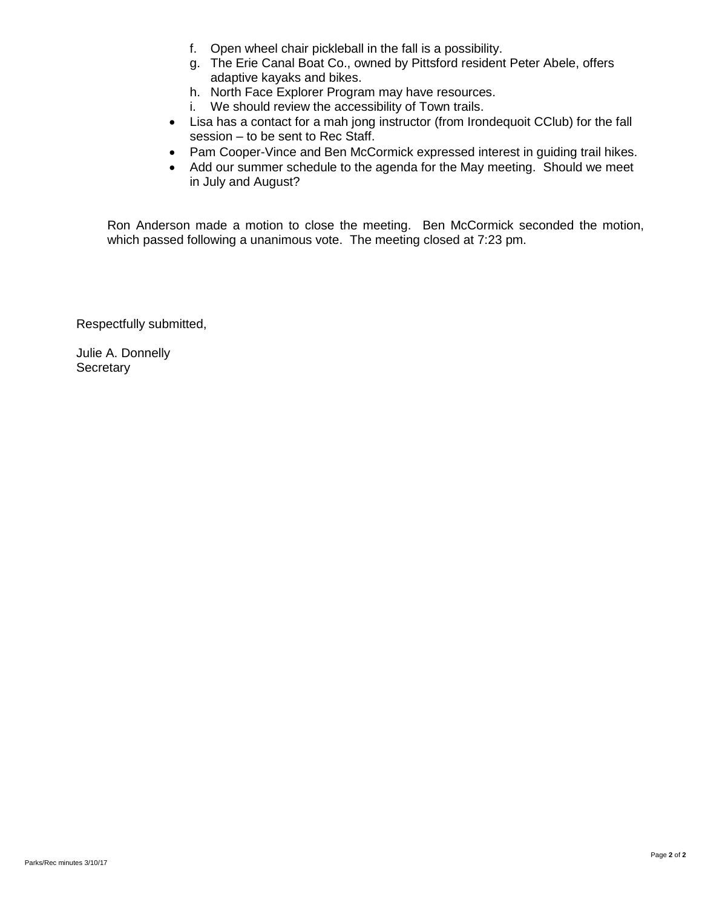f. Open wheel chair pickleball in the fall is a possibility.
   g. The Erie Canal Boat Co., owned by Pittsford resident Peter Abele, offers adaptive kayaks and bikes.
   h. North Face Explorer Program may have resources.
   i. We should review the accessibility of Town trails.

- Lisa has a contact for a mah jong instructor (from Irondequoit CClub) for the fall session – to be sent to Rec Staff.
- Pam Cooper-Vince and Ben McCormick expressed interest in guiding trail hikes.
- Add our summer schedule to the agenda for the May meeting. Should we meet in July and August?

Ron Anderson made a motion to close the meeting. Ben McCormick seconded the motion, which passed following a unanimous vote. The meeting closed at 7:23 pm.

Respectfully submitted,

Julie A. Donnelly
Secretary